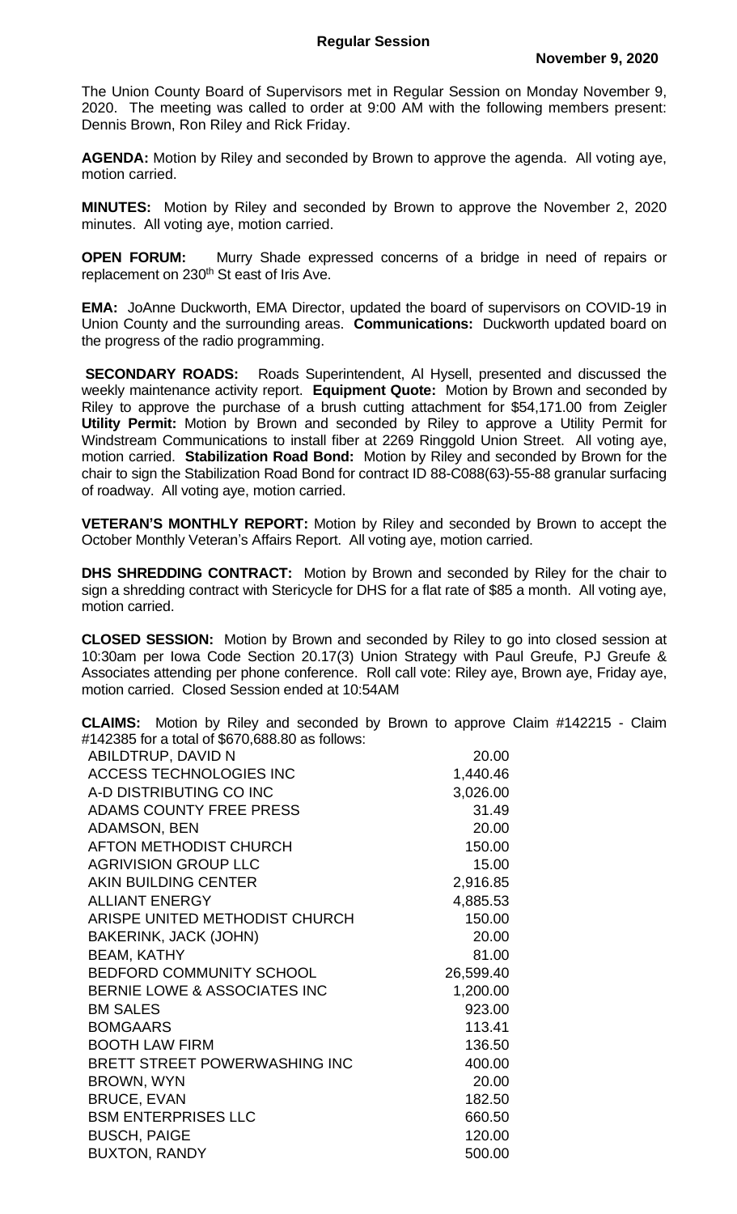**Regular Session**

**November 9, 2020**

The Union County Board of Supervisors met in Regular Session on Monday November 9, 2020. The meeting was called to order at 9:00 AM with the following members present: Dennis Brown, Ron Riley and Rick Friday.

**AGENDA:** Motion by Riley and seconded by Brown to approve the agenda. All voting aye, motion carried.

**MINUTES:** Motion by Riley and seconded by Brown to approve the November 2, 2020 minutes. All voting aye, motion carried.

**OPEN FORUM:** Murry Shade expressed concerns of a bridge in need of repairs or replacement on 230th St east of Iris Ave.

**EMA:** JoAnne Duckworth, EMA Director, updated the board of supervisors on COVID-19 in Union County and the surrounding areas. **Communications:** Duckworth updated board on the progress of the radio programming.

**SECONDARY ROADS:** Roads Superintendent, Al Hysell, presented and discussed the weekly maintenance activity report. **Equipment Quote:** Motion by Brown and seconded by Riley to approve the purchase of a brush cutting attachment for $54,171.00 from Zeigler **Utility Permit:** Motion by Brown and seconded by Riley to approve a Utility Permit for Windstream Communications to install fiber at 2269 Ringgold Union Street. All voting aye, motion carried. **Stabilization Road Bond:** Motion by Riley and seconded by Brown for the chair to sign the Stabilization Road Bond for contract ID 88-C088(63)-55-88 granular surfacing of roadway. All voting aye, motion carried.

**VETERAN'S MONTHLY REPORT:** Motion by Riley and seconded by Brown to accept the October Monthly Veteran's Affairs Report. All voting aye, motion carried.

**DHS SHREDDING CONTRACT:** Motion by Brown and seconded by Riley for the chair to sign a shredding contract with Stericycle for DHS for a flat rate of $85 a month. All voting aye, motion carried.

**CLOSED SESSION:** Motion by Brown and seconded by Riley to go into closed session at 10:30am per Iowa Code Section 20.17(3) Union Strategy with Paul Greufe, PJ Greufe & Associates attending per phone conference. Roll call vote: Riley aye, Brown aye, Friday aye, motion carried. Closed Session ended at 10:54AM

**CLAIMS:** Motion by Riley and seconded by Brown to approve Claim #142215 - Claim #142385 for a total of $670,688.80 as follows:

| | |
|---|---|
| ABILDTRUP, DAVID N | 20.00 |
| ACCESS TECHNOLOGIES INC | 1,440.46 |
| A-D DISTRIBUTING CO INC | 3,026.00 |
| ADAMS COUNTY FREE PRESS | 31.49 |
| ADAMSON, BEN | 20.00 |
| AFTON METHODIST CHURCH | 150.00 |
| AGRIVISION GROUP LLC | 15.00 |
| AKIN BUILDING CENTER | 2,916.85 |
| ALLIANT ENERGY | 4,885.53 |
| ARISPE UNITED METHODIST CHURCH | 150.00 |
| BAKERINK, JACK (JOHN) | 20.00 |
| BEAM, KATHY | 81.00 |
| BEDFORD COMMUNITY SCHOOL | 26,599.40 |
| BERNIE LOWE & ASSOCIATES INC | 1,200.00 |
| BM SALES | 923.00 |
| BOMGAARS | 113.41 |
| BOOTH LAW FIRM | 136.50 |
| BRETT STREET POWERWASHING INC | 400.00 |
| BROWN, WYN | 20.00 |
| BRUCE, EVAN | 182.50 |
| BSM ENTERPRISES LLC | 660.50 |
| BUSCH, PAIGE | 120.00 |
| BUXTON, RANDY | 500.00 |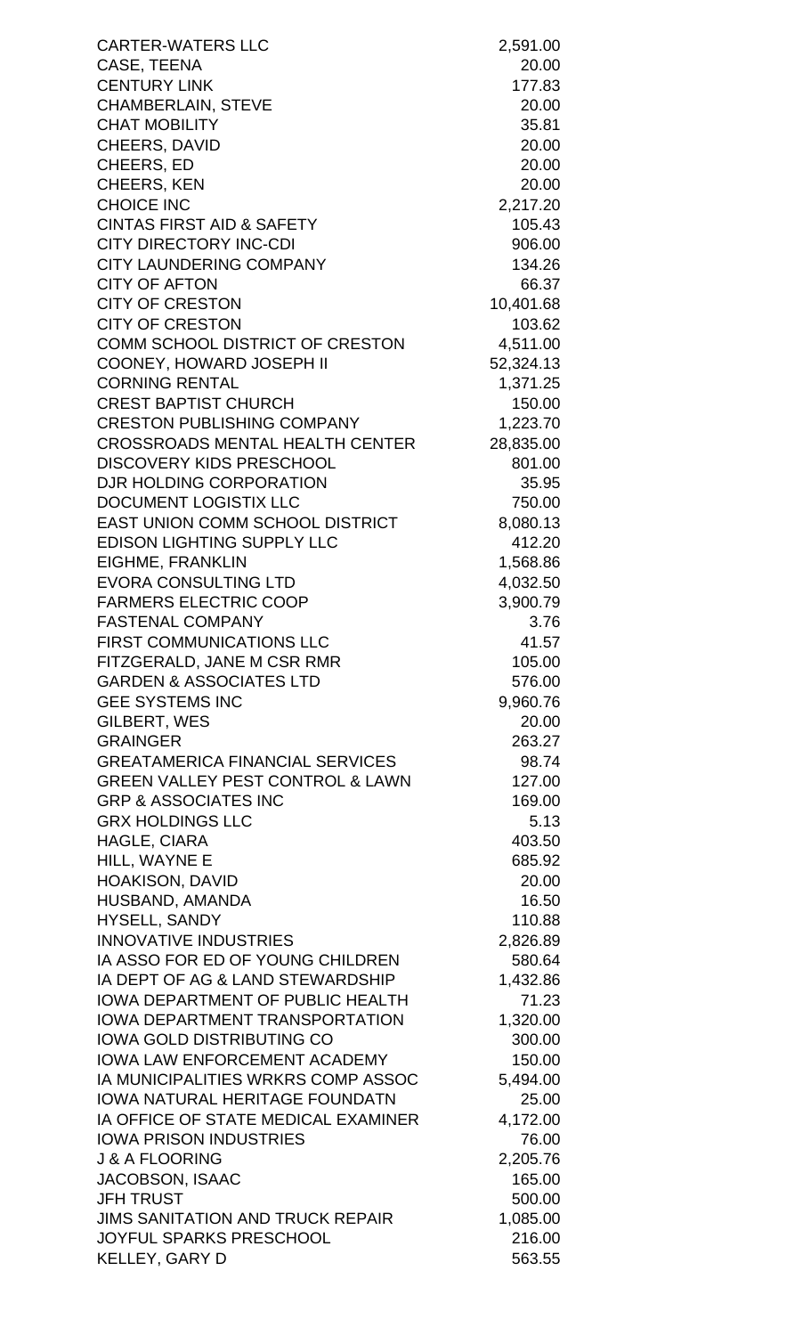| | |
|---|---|
| CARTER-WATERS LLC | 2,591.00 |
| CASE, TEENA | 20.00 |
| CENTURY LINK | 177.83 |
| CHAMBERLAIN, STEVE | 20.00 |
| CHAT MOBILITY | 35.81 |
| CHEERS, DAVID | 20.00 |
| CHEERS, ED | 20.00 |
| CHEERS, KEN | 20.00 |
| CHOICE INC | 2,217.20 |
| CINTAS FIRST AID & SAFETY | 105.43 |
| CITY DIRECTORY INC-CDI | 906.00 |
| CITY LAUNDERING COMPANY | 134.26 |
| CITY OF AFTON | 66.37 |
| CITY OF CRESTON | 10,401.68 |
| CITY OF CRESTON | 103.62 |
| COMM SCHOOL DISTRICT OF CRESTON | 4,511.00 |
| COONEY, HOWARD JOSEPH II | 52,324.13 |
| CORNING RENTAL | 1,371.25 |
| CREST BAPTIST CHURCH | 150.00 |
| CRESTON PUBLISHING COMPANY | 1,223.70 |
| CROSSROADS MENTAL HEALTH CENTER | 28,835.00 |
| DISCOVERY KIDS PRESCHOOL | 801.00 |
| DJR HOLDING CORPORATION | 35.95 |
| DOCUMENT LOGISTIX LLC | 750.00 |
| EAST UNION COMM SCHOOL DISTRICT | 8,080.13 |
| EDISON LIGHTING SUPPLY LLC | 412.20 |
| EIGHME, FRANKLIN | 1,568.86 |
| EVORA CONSULTING LTD | 4,032.50 |
| FARMERS ELECTRIC COOP | 3,900.79 |
| FASTENAL COMPANY | 3.76 |
| FIRST COMMUNICATIONS LLC | 41.57 |
| FITZGERALD, JANE M CSR RMR | 105.00 |
| GARDEN & ASSOCIATES LTD | 576.00 |
| GEE SYSTEMS INC | 9,960.76 |
| GILBERT, WES | 20.00 |
| GRAINGER | 263.27 |
| GREATAMERICA FINANCIAL SERVICES | 98.74 |
| GREEN VALLEY PEST CONTROL & LAWN | 127.00 |
| GRP & ASSOCIATES INC | 169.00 |
| GRX HOLDINGS LLC | 5.13 |
| HAGLE, CIARA | 403.50 |
| HILL, WAYNE E | 685.92 |
| HOAKISON, DAVID | 20.00 |
| HUSBAND, AMANDA | 16.50 |
| HYSELL, SANDY | 110.88 |
| INNOVATIVE INDUSTRIES | 2,826.89 |
| IA ASSO FOR ED OF YOUNG CHILDREN | 580.64 |
| IA DEPT OF AG & LAND STEWARDSHIP | 1,432.86 |
| IOWA DEPARTMENT OF PUBLIC HEALTH | 71.23 |
| IOWA DEPARTMENT TRANSPORTATION | 1,320.00 |
| IOWA GOLD DISTRIBUTING CO | 300.00 |
| IOWA LAW ENFORCEMENT ACADEMY | 150.00 |
| IA MUNICIPALITIES WRKRS COMP ASSOC | 5,494.00 |
| IOWA NATURAL HERITAGE FOUNDATN | 25.00 |
| IA OFFICE OF STATE MEDICAL EXAMINER | 4,172.00 |
| IOWA PRISON INDUSTRIES | 76.00 |
| J & A FLOORING | 2,205.76 |
| JACOBSON, ISAAC | 165.00 |
| JFH TRUST | 500.00 |
| JIMS SANITATION AND TRUCK REPAIR | 1,085.00 |
| JOYFUL SPARKS PRESCHOOL | 216.00 |
| KELLEY, GARY D | 563.55 |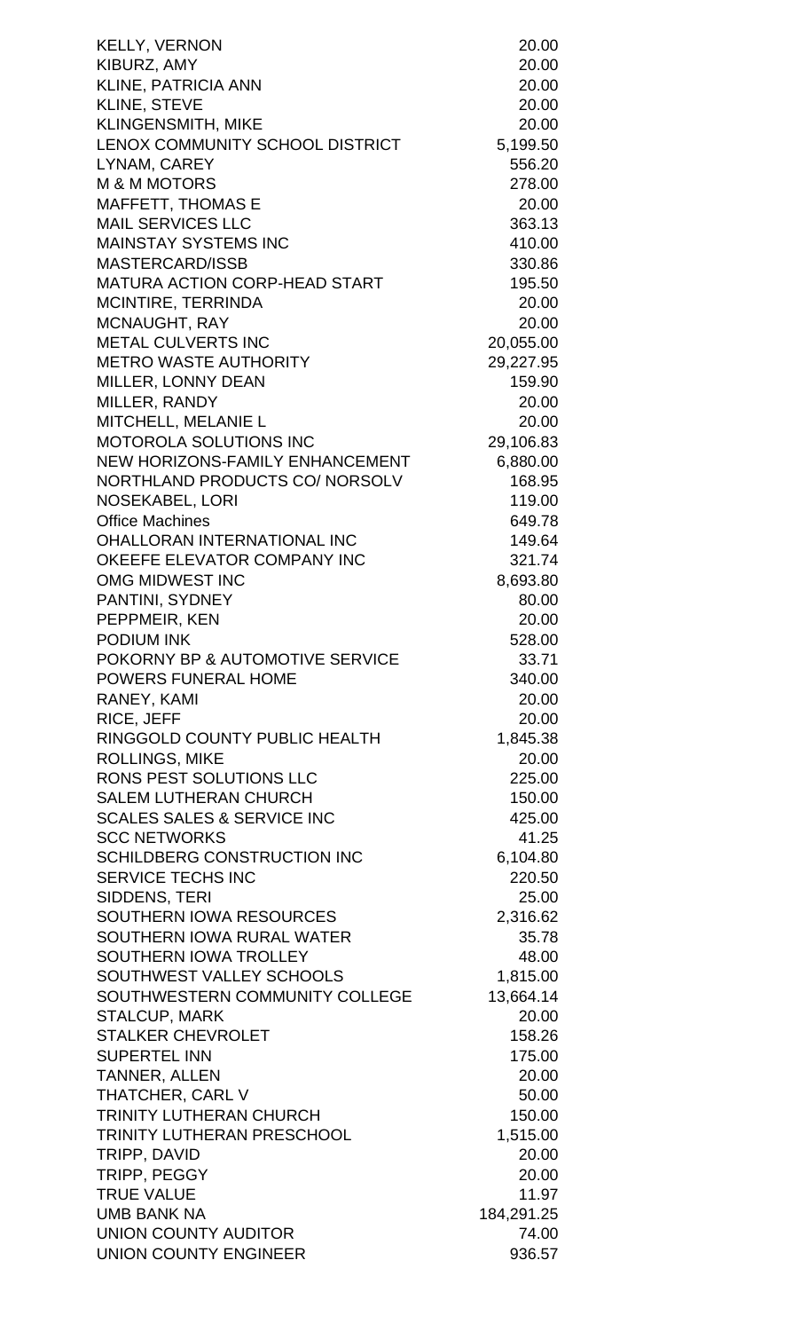| | |
|---|---:|
| KELLY, VERNON | 20.00 |
| KIBURZ, AMY | 20.00 |
| KLINE, PATRICIA ANN | 20.00 |
| KLINE, STEVE | 20.00 |
| KLINGENSMITH, MIKE | 20.00 |
| LENOX COMMUNITY SCHOOL DISTRICT | 5,199.50 |
| LYNAM, CAREY | 556.20 |
| M & M MOTORS | 278.00 |
| MAFFETT, THOMAS E | 20.00 |
| MAIL SERVICES LLC | 363.13 |
| MAINSTAY SYSTEMS INC | 410.00 |
| MASTERCARD/ISSB | 330.86 |
| MATURA ACTION CORP-HEAD START | 195.50 |
| MCINTIRE, TERRINDA | 20.00 |
| MCNAUGHT, RAY | 20.00 |
| METAL CULVERTS INC | 20,055.00 |
| METRO WASTE AUTHORITY | 29,227.95 |
| MILLER, LONNY DEAN | 159.90 |
| MILLER, RANDY | 20.00 |
| MITCHELL, MELANIE L | 20.00 |
| MOTOROLA SOLUTIONS INC | 29,106.83 |
| NEW HORIZONS-FAMILY ENHANCEMENT | 6,880.00 |
| NORTHLAND PRODUCTS CO/ NORSOLV | 168.95 |
| NOSEKABEL, LORI | 119.00 |
| Office Machines | 649.78 |
| OHALLORAN INTERNATIONAL INC | 149.64 |
| OKEEFE ELEVATOR COMPANY INC | 321.74 |
| OMG MIDWEST INC | 8,693.80 |
| PANTINI, SYDNEY | 80.00 |
| PEPPMEIR, KEN | 20.00 |
| PODIUM INK | 528.00 |
| POKORNY BP & AUTOMOTIVE SERVICE | 33.71 |
| POWERS FUNERAL HOME | 340.00 |
| RANEY, KAMI | 20.00 |
| RICE, JEFF | 20.00 |
| RINGGOLD COUNTY PUBLIC HEALTH | 1,845.38 |
| ROLLINGS, MIKE | 20.00 |
| RONS PEST SOLUTIONS LLC | 225.00 |
| SALEM LUTHERAN CHURCH | 150.00 |
| SCALES SALES & SERVICE INC | 425.00 |
| SCC NETWORKS | 41.25 |
| SCHILDBERG CONSTRUCTION INC | 6,104.80 |
| SERVICE TECHS INC | 220.50 |
| SIDDENS, TERI | 25.00 |
| SOUTHERN IOWA RESOURCES | 2,316.62 |
| SOUTHERN IOWA RURAL WATER | 35.78 |
| SOUTHERN IOWA TROLLEY | 48.00 |
| SOUTHWEST VALLEY SCHOOLS | 1,815.00 |
| SOUTHWESTERN COMMUNITY COLLEGE | 13,664.14 |
| STALCUP, MARK | 20.00 |
| STALKER CHEVROLET | 158.26 |
| SUPERTEL INN | 175.00 |
| TANNER, ALLEN | 20.00 |
| THATCHER, CARL V | 50.00 |
| TRINITY LUTHERAN CHURCH | 150.00 |
| TRINITY LUTHERAN PRESCHOOL | 1,515.00 |
| TRIPP, DAVID | 20.00 |
| TRIPP, PEGGY | 20.00 |
| TRUE VALUE | 11.97 |
| UMB BANK NA | 184,291.25 |
| UNION COUNTY AUDITOR | 74.00 |
| UNION COUNTY ENGINEER | 936.57 |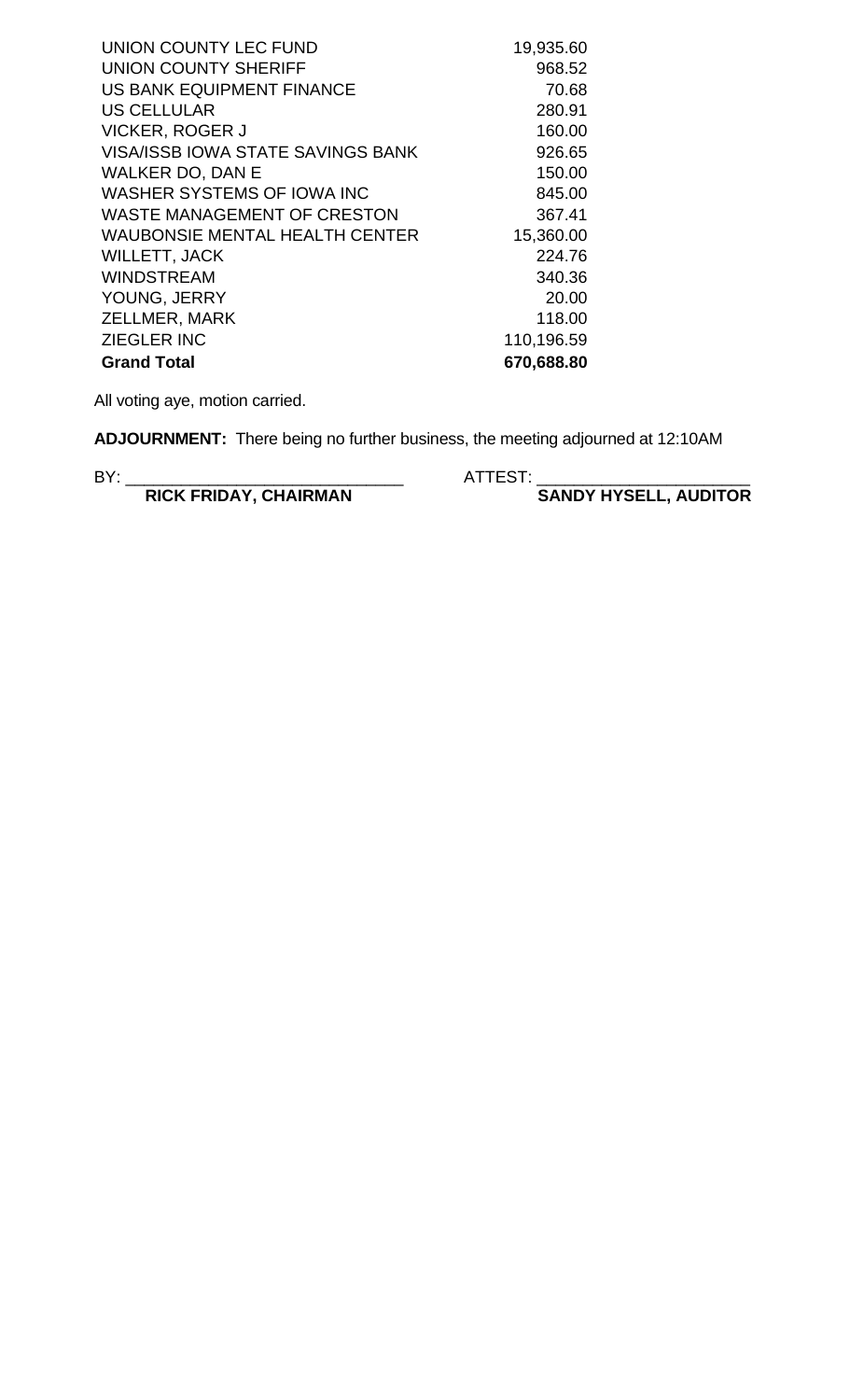| | |
|---|---|
| UNION COUNTY LEC FUND | 19,935.60 |
| UNION COUNTY SHERIFF | 968.52 |
| US BANK EQUIPMENT FINANCE | 70.68 |
| US CELLULAR | 280.91 |
| VICKER, ROGER J | 160.00 |
| VISA/ISSB IOWA STATE SAVINGS BANK | 926.65 |
| WALKER DO, DAN E | 150.00 |
| WASHER SYSTEMS OF IOWA INC | 845.00 |
| WASTE MANAGEMENT OF CRESTON | 367.41 |
| WAUBONSIE MENTAL HEALTH CENTER | 15,360.00 |
| WILLETT, JACK | 224.76 |
| WINDSTREAM | 340.36 |
| YOUNG, JERRY | 20.00 |
| ZELLMER, MARK | 118.00 |
| ZIEGLER INC | 110,196.59 |
| **Grand Total** | **670,688.80** |

All voting aye, motion carried.

**ADJOURNMENT:** There being no further business, the meeting adjourned at 12:10AM

BY: ______________________________ ATTEST: ______________________

**RICK FRIDAY, CHAIRMAN** **SANDY HYSELL, AUDITOR**